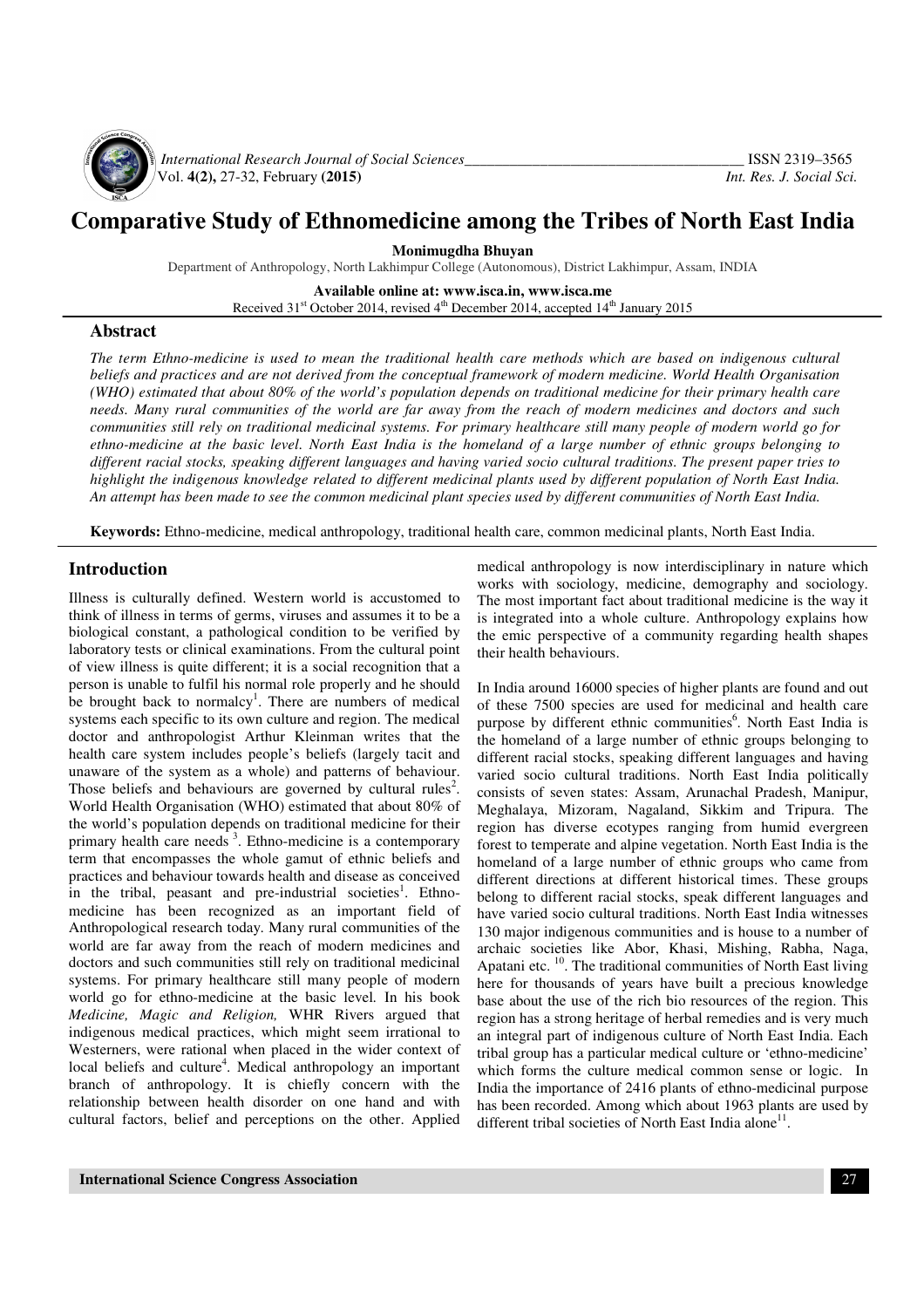# Comparative Study of Ethnomedicine among the Tribes of North East India

**Monimugdha Bhuyan**

Department of Anthropology, North Lakhimpur College (Autonomous), District Lakhimpur, Assam, INDIA

**Available online at: www.isca.in, www.isca.me**

Received 31st October 2014, revised 4th December 2014, accepted 14th January 2015

## Abstract

*The term Ethno-medicine is used to mean the traditional health care methods which are based on indigenous cultural beliefs and practices and are not derived from the conceptual framework of modern medicine. World Health Organisation (WHO) estimated that about 80% of the world's population depends on traditional medicine for their primary health care needs. Many rural communities of the world are far away from the reach of modern medicines and doctors and such communities still rely on traditional medicinal systems. For primary healthcare still many people of modern world go for ethno-medicine at the basic level. North East India is the homeland of a large number of ethnic groups belonging to different racial stocks, speaking different languages and having varied socio cultural traditions. The present paper tries to highlight the indigenous knowledge related to different medicinal plants used by different population of North East India. An attempt has been made to see the common medicinal plant species used by different communities of North East India.*

**Keywords:** Ethno-medicine, medical anthropology, traditional health care, common medicinal plants, North East India.

## Introduction

Illness is culturally defined. Western world is accustomed to think of illness in terms of germs, viruses and assumes it to be a biological constant, a pathological condition to be verified by laboratory tests or clinical examinations. From the cultural point of view illness is quite different; it is a social recognition that a person is unable to fulfil his normal role properly and he should be brought back to normalcy[1]. There are numbers of medical systems each specific to its own culture and region. The medical doctor and anthropologist Arthur Kleinman writes that the health care system includes people's beliefs (largely tacit and unaware of the system as a whole) and patterns of behaviour. Those beliefs and behaviours are governed by cultural rules[2]. World Health Organisation (WHO) estimated that about 80% of the world's population depends on traditional medicine for their primary health care needs [3]. Ethno-medicine is a contemporary term that encompasses the whole gamut of ethnic beliefs and practices and behaviour towards health and disease as conceived in the tribal, peasant and pre-industrial societies[1]. Ethno-medicine has been recognized as an important field of Anthropological research today. Many rural communities of the world are far away from the reach of modern medicines and doctors and such communities still rely on traditional medicinal systems. For primary healthcare still many people of modern world go for ethno-medicine at the basic level. In his book *Medicine, Magic and Religion,* WHR Rivers argued that indigenous medical practices, which might seem irrational to Westerners, were rational when placed in the wider context of local beliefs and culture[4]. Medical anthropology an important branch of anthropology. It is chiefly concern with the relationship between health disorder on one hand and with cultural factors, belief and perceptions on the other. Applied medical anthropology is now interdisciplinary in nature which works with sociology, medicine, demography and sociology. The most important fact about traditional medicine is the way it is integrated into a whole culture. Anthropology explains how the emic perspective of a community regarding health shapes their health behaviours.

In India around 16000 species of higher plants are found and out of these 7500 species are used for medicinal and health care purpose by different ethnic communities[6]. North East India is the homeland of a large number of ethnic groups belonging to different racial stocks, speaking different languages and having varied socio cultural traditions. North East India politically consists of seven states: Assam, Arunachal Pradesh, Manipur, Meghalaya, Mizoram, Nagaland, Sikkim and Tripura. The region has diverse ecotypes ranging from humid evergreen forest to temperate and alpine vegetation. North East India is the homeland of a large number of ethnic groups who came from different directions at different historical times. These groups belong to different racial stocks, speak different languages and have varied socio cultural traditions. North East India witnesses 130 major indigenous communities and is house to a number of archaic societies like Abor, Khasi, Mishing, Rabha, Naga, Apatani etc. [10]. The traditional communities of North East living here for thousands of years have built a precious knowledge base about the use of the rich bio resources of the region. This region has a strong heritage of herbal remedies and is very much an integral part of indigenous culture of North East India. Each tribal group has a particular medical culture or 'ethno-medicine' which forms the culture medical common sense or logic. In India the importance of 2416 plants of ethno-medicinal purpose has been recorded. Among which about 1963 plants are used by different tribal societies of North East India alone[11].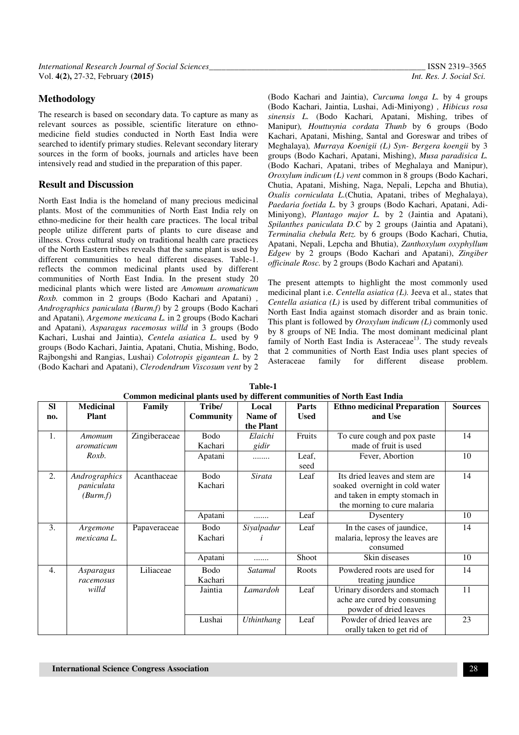## Methodology

The research is based on secondary data. To capture as many as relevant sources as possible, scientific literature on ethno-medicine field studies conducted in North East India were searched to identify primary studies. Relevant secondary literary sources in the form of books, journals and articles have been intensively read and studied in the preparation of this paper.

## Result and Discussion

North East India is the homeland of many precious medicinal plants. Most of the communities of North East India rely on ethno-medicine for their health care practices. The local tribal people utilize different parts of plants to cure disease and illness. Cross cultural study on traditional health care practices of the North Eastern tribes reveals that the same plant is used by different communities to heal different diseases. Table-1. reflects the common medicinal plants used by different communities of North East India. In the present study 20 medicinal plants which were listed are *Amomum aromaticum Roxb.* common in 2 groups (Bodo Kachari and Apatani) , *Andrographics paniculata (Burm.f)* by 2 groups (Bodo Kachari and Apatani)*, Argemone mexicana L.* in 2 groups (Bodo Kachari and Apatani)*, Asparagus racemosus willd* in 3 groups (Bodo Kachari, Lushai and Jaintia), *Centela asiatica L.* used by 9 groups (Bodo Kachari, Jaintia, Apatani, Chutia, Mishing, Bodo, Rajbongshi and Rangias, Lushai) *Colotropis gigantean L.* by 2 (Bodo Kachari and Apatani), *Clerodendrum Viscosum vent* by 2 (Bodo Kachari and Jaintia), *Curcuma longa L.* by 4 groups (Bodo Kachari, Jaintia, Lushai, Adi-Miniyong) , *Hibicus rosa sinensis L.* (Bodo Kachari*,* Apatani, Mishing, tribes of Manipur)*, Houttuynia cordata Thunb* by 6 groups (Bodo Kachari, Apatani, Mishing, Santal and Goreswar and tribes of Meghalaya)*, Murraya Koenigii (L) Syn- Bergera koengii* by 3 groups (Bodo Kachari, Apatani, Mishing), *Musa paradisica L.* (Bodo Kachari, Apatani, tribes of Meghalaya and Manipur), *Oroxylum indicum (L) vent* common in 8 groups (Bodo Kachari, Chutia, Apatani, Mishing, Naga, Nepali, Lepcha and Bhutia), *Oxalis corniculata L.*(Chutia, Apatani, tribes of Meghalaya), *Paedaria foetida L.* by 3 groups (Bodo Kachari, Apatani, Adi-Miniyong), *Plantago major L.* by 2 (Jaintia and Apatani), *Spilanthes paniculata D.C* by 2 groups (Jaintia and Apatani), *Terminalia chebula Retz.* by 6 groups (Bodo Kachari, Chutia, Apatani, Nepali, Lepcha and Bhutia), *Zanthoxylum oxyphyllum Edgew* by 2 groups (Bodo Kachari and Apatani), *Zingiber officinale Rosc.* by 2 groups (Bodo Kachari and Apatani).

The present attempts to highlight the most commonly used medicinal plant i.e. *Centella asiatica (L).* Jeeva et al., states that *Centella asiatica (L)* is used by different tribal communities of North East India against stomach disorder and as brain tonic. This plant is followed by *Oroxylum indicum (L)* commonly used by 8 groups of NE India. The most dominant medicinal plant family of North East India is Asteraceae[13]. The study reveals that 2 communities of North East India uses plant species of Asteraceae family for different disease problem.

**Table-1**
**Common medicinal plants used by different communities of North East India**

| Sl no. | Medicinal Plant | Family | Tribe/ Community | Local Name of the Plant | Parts Used | Ethno medicinal Preparation and Use | Sources |
|---|---|---|---|---|---|---|---|
| 1. | *Amomum aromaticum Roxb.* | Zingiberaceae | Bodo Kachari | *Elaichi gidir* | Fruits | To cure cough and pox paste made of fruit is used | 14 |
| | | | Apatani | ........ | Leaf, seed | Fever, Abortion | 10 |
| 2. | *Andrographics paniculata (Burm.f)* | Acanthaceae | Bodo Kachari | *Sirata* | Leaf | Its dried leaves and stem are soaked overnight in cold water and taken in empty stomach in the morning to cure malaria | 14 |
| | | | Apatani | ....... | Leaf | Dysentery | 10 |
| 3. | *Argemone mexicana L.* | Papaveraceae | Bodo Kachari | *Siyalpaduri* | Leaf | In the cases of jaundice, malaria, leprosy the leaves are consumed | 14 |
| | | | Apatani | ....... | Shoot | Skin diseases | 10 |
| 4. | *Asparagus racemosus willd* | Liliaceae | Bodo Kachari | *Satamul* | Roots | Powdered roots are used for treating jaundice | 14 |
| | | | Jaintia | *Lamardoh* | Leaf | Urinary disorders and stomach ache are cured by consuming powder of dried leaves | 11 |
| | | | Lushai | *Uthinthang* | Leaf | Powder of dried leaves are orally taken to get rid of | 23 |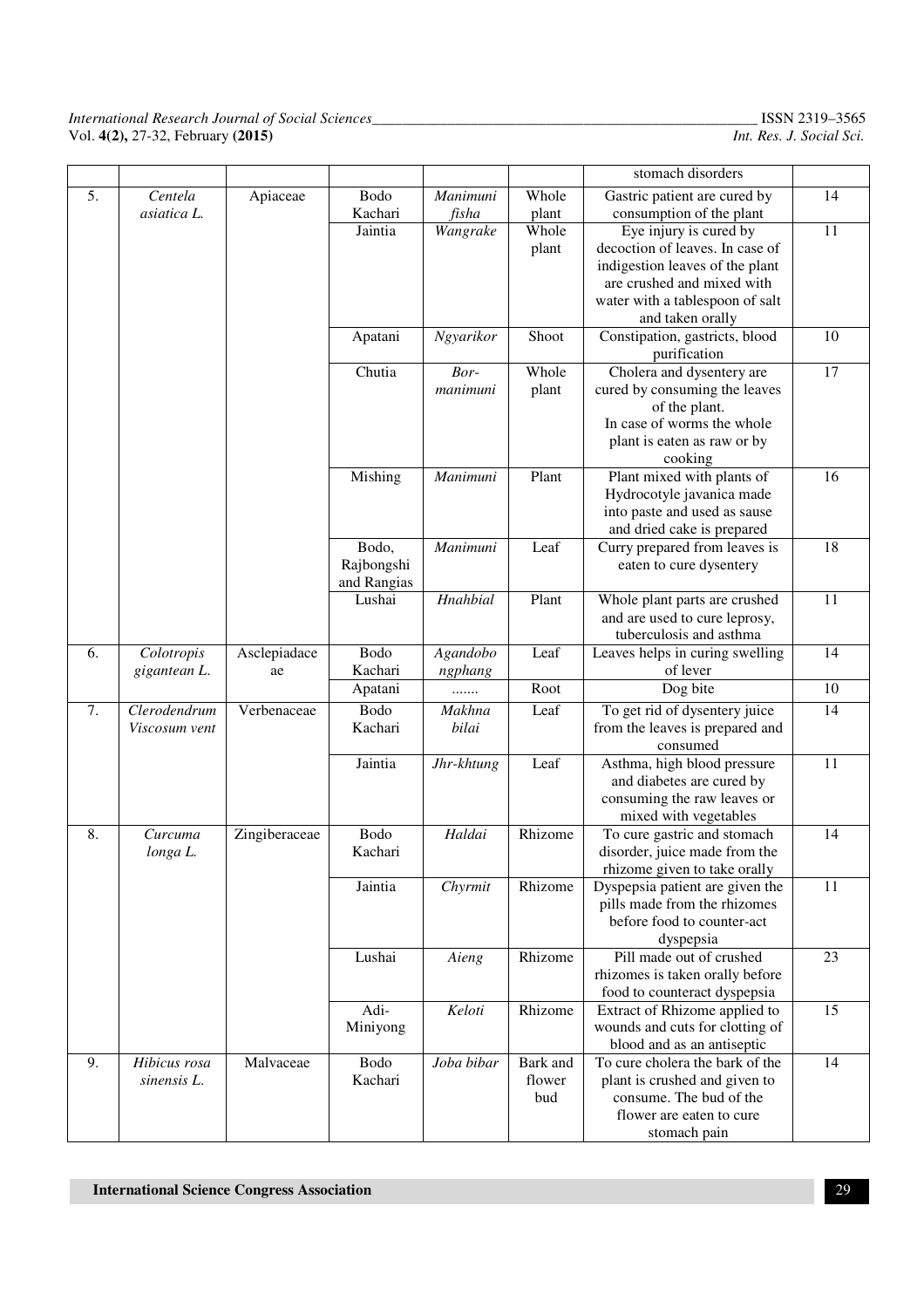| | | | | | | stomach disorders | |
|---|---|---|---|---|---|---|---|
| 5. | *Centela asiatica L.* | Apiaceae | Bodo Kachari | *Manimuni fisha* | Whole plant | Gastric patient are cured by consumption of the plant | 14 |
| | | | Jaintia | *Wangrake* | Whole plant | Eye injury is cured by decoction of leaves. In case of indigestion leaves of the plant are crushed and mixed with water with a tablespoon of salt and taken orally | 11 |
| | | | Apatani | *Ngyarikor* | Shoot | Constipation, gastricts, blood purification | 10 |
| | | | Chutia | *Bor-manimuni* | Whole plant | Cholera and dysentery are cured by consuming the leaves of the plant. In case of worms the whole plant is eaten as raw or by cooking | 17 |
| | | | Mishing | *Manimuni* | Plant | Plant mixed with plants of Hydrocotyle javanica made into paste and used as sause and dried cake is prepared | 16 |
| | | | Bodo, Rajbongshi and Rangias | *Manimuni* | Leaf | Curry prepared from leaves is eaten to cure dysentery | 18 |
| | | | Lushai | *Hnahbial* | Plant | Whole plant parts are crushed and are used to cure leprosy, tuberculosis and asthma | 11 |
| 6. | *Colotropis gigantean L.* | Asclepiadaceae | Bodo Kachari | *Agandobo ngphang* | Leaf | Leaves helps in curing swelling of lever | 14 |
| | | | Apatani | ....... | Root | Dog bite | 10 |
| 7. | *Clerodendrum Viscosum vent* | Verbenaceae | Bodo Kachari | *Makhna bilai* | Leaf | To get rid of dysentery juice from the leaves is prepared and consumed | 14 |
| | | | Jaintia | *Jhr-khtung* | Leaf | Asthma, high blood pressure and diabetes are cured by consuming the raw leaves or mixed with vegetables | 11 |
| 8. | *Curcuma longa L.* | Zingiberaceae | Bodo Kachari | *Haldai* | Rhizome | To cure gastric and stomach disorder, juice made from the rhizome given to take orally | 14 |
| | | | Jaintia | *Chyrmit* | Rhizome | Dyspepsia patient are given the pills made from the rhizomes before food to counter-act dyspepsia | 11 |
| | | | Lushai | *Aieng* | Rhizome | Pill made out of crushed rhizomes is taken orally before food to counteract dyspepsia | 23 |
| | | | Adi-Miniyong | *Keloti* | Rhizome | Extract of Rhizome applied to wounds and cuts for clotting of blood and as an antiseptic | 15 |
| 9. | *Hibicus rosa sinensis L.* | Malvaceae | Bodo Kachari | *Joba bibar* | Bark and flower bud | To cure cholera the bark of the plant is crushed and given to consume. The bud of the flower are eaten to cure stomach pain | 14 |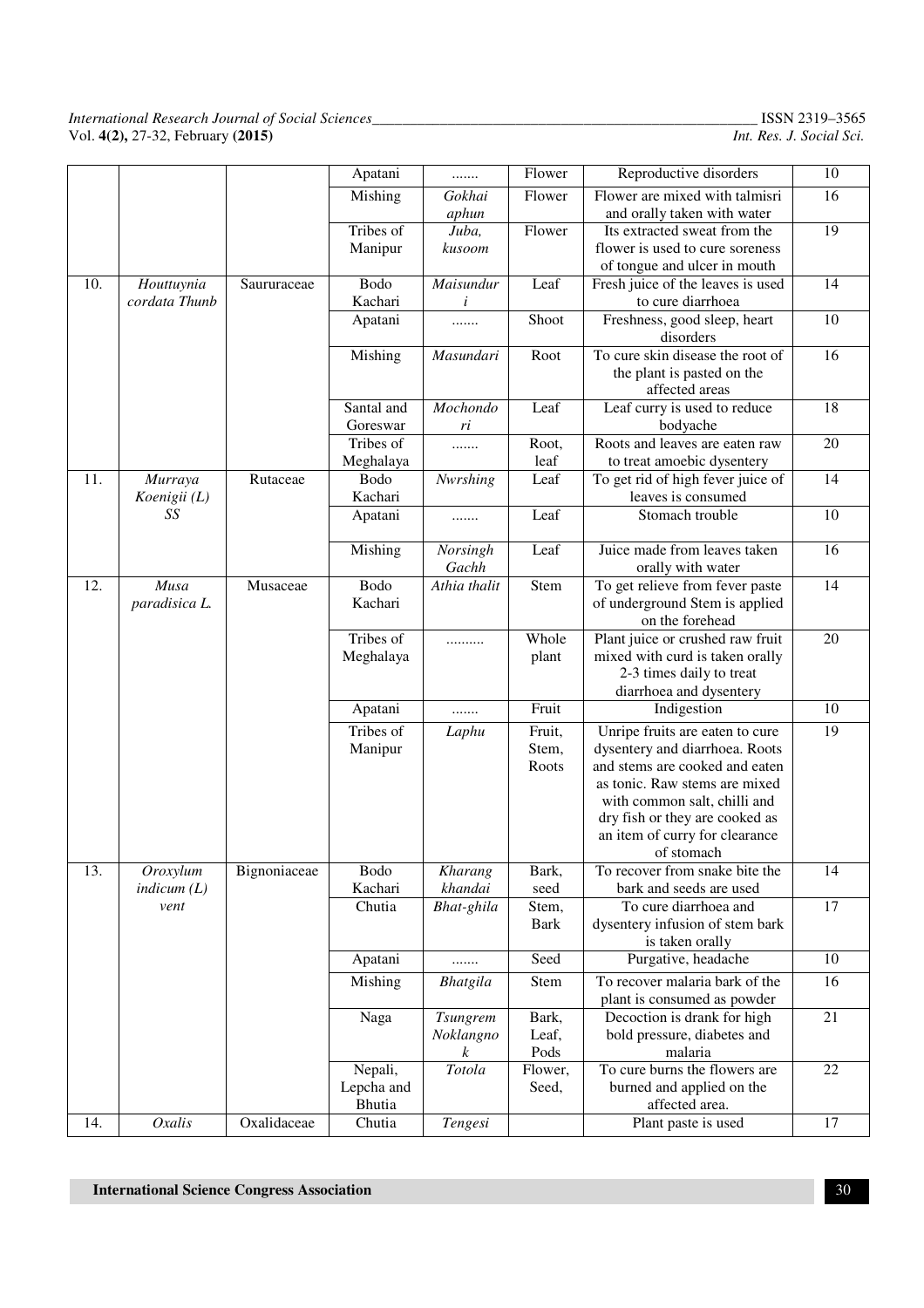|  |  |  | Apatani | ....... | Flower | Reproductive disorders | 10 |
|---|---|---|---|---|---|---|---|
|  |  |  | Mishing | *Gokhai aphun* | Flower | Flower are mixed with talmisri and orally taken with water | 16 |
|  |  |  | Tribes of Manipur | *Juba, kusoom* | Flower | Its extracted sweat from the flower is used to cure soreness of tongue and ulcer in mouth | 19 |
| 10. | *Houttuynia cordata Thunb* | Saururaceae | Bodo Kachari | *Maisunduri* | Leaf | Fresh juice of the leaves is used to cure diarrhoea | 14 |
|  |  |  | Apatani | ....... | Shoot | Freshness, good sleep, heart disorders | 10 |
|  |  |  | Mishing | *Masundari* | Root | To cure skin disease the root of the plant is pasted on the affected areas | 16 |
|  |  |  | Santal and Goreswar | *Mochondori* | Leaf | Leaf curry is used to reduce bodyache | 18 |
|  |  |  | Tribes of Meghalaya | ....... | Root, leaf | Roots and leaves are eaten raw to treat amoebic dysentery | 20 |
| 11. | *Murraya Koenigii (L) SS* | Rutaceae | Bodo Kachari | *Nwrshing* | Leaf | To get rid of high fever juice of leaves is consumed | 14 |
|  |  |  | Apatani | ....... | Leaf | Stomach trouble | 10 |
|  |  |  | Mishing | *Norsingh Gachh* | Leaf | Juice made from leaves taken orally with water | 16 |
| 12. | *Musa paradisica L.* | Musaceae | Bodo Kachari | *Athia thalit* | Stem | To get relieve from fever paste of underground Stem is applied on the forehead | 14 |
|  |  |  | Tribes of Meghalaya | .......... | Whole plant | Plant juice or crushed raw fruit mixed with curd is taken orally 2-3 times daily to treat diarrhoea and dysentery | 20 |
|  |  |  | Apatani | ....... | Fruit | Indigestion | 10 |
|  |  |  | Tribes of Manipur | *Laphu* | Fruit, Stem, Roots | Unripe fruits are eaten to cure dysentery and diarrhoea. Roots and stems are cooked and eaten as tonic. Raw stems are mixed with common salt, chilli and dry fish or they are cooked as an item of curry for clearance of stomach | 19 |
| 13. | *Oroxylum indicum (L) vent* | Bignoniaceae | Bodo Kachari | *Kharang khandai* | Bark, seed | To recover from snake bite the bark and seeds are used | 14 |
|  |  |  | Chutia | *Bhat-ghila* | Stem, Bark | To cure diarrhoea and dysentery infusion of stem bark is taken orally | 17 |
|  |  |  | Apatani | ....... | Seed | Purgative, headache | 10 |
|  |  |  | Mishing | *Bhatgila* | Stem | To recover malaria bark of the plant is consumed as powder | 16 |
|  |  |  | Naga | *Tsungrem Noklangnok* | Bark, Leaf, Pods | Decoction is drank for high bold pressure, diabetes and malaria | 21 |
|  |  |  | Nepali, Lepcha and Bhutia | *Totola* | Flower, Seed, | To cure burns the flowers are burned and applied on the affected area. | 22 |
| 14. | *Oxalis* | Oxalidaceae | Chutia | *Tengesi* |  | Plant paste is used | 17 |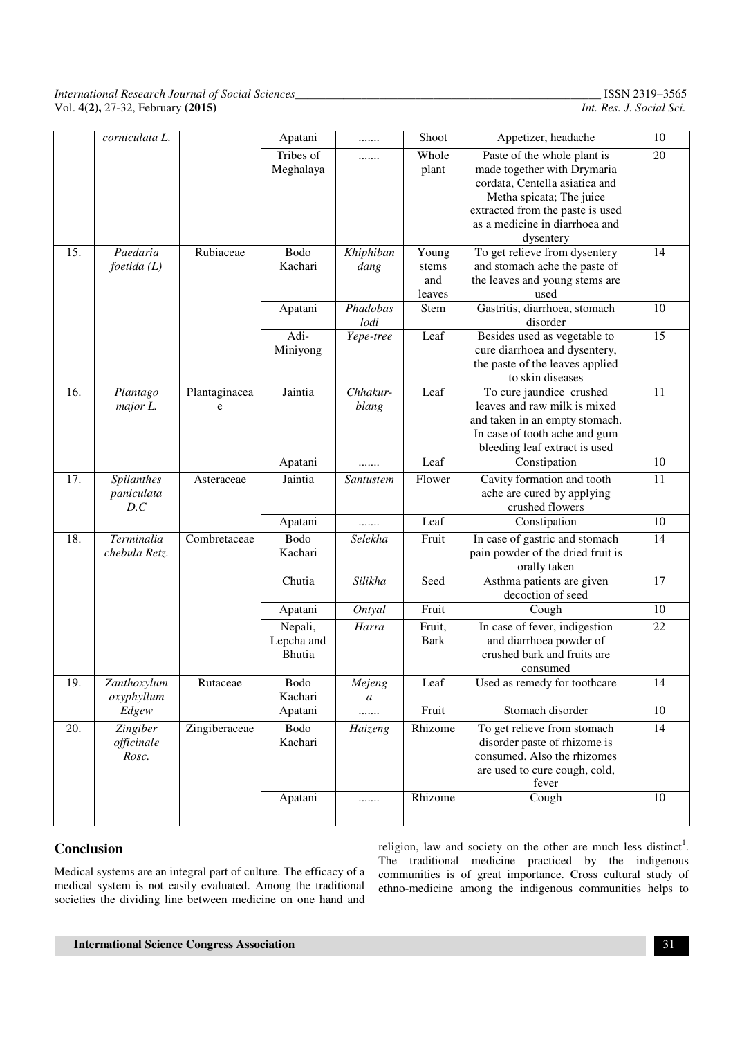| | corniculata L. | | Apatani | ....... | Shoot | Appetizer, headache | 10 |
|---|---|---|---|---|---|---|---|
| | | | Tribes of Meghalaya | ....... | Whole plant | Paste of the whole plant is made together with Drymaria cordata, Centella asiatica and Metha spicata; The juice extracted from the paste is used as a medicine in diarrhoea and dysentery | 20 |
| 15. | *Paedaria foetida (L)* | Rubiaceae | Bodo Kachari | *Khiphiban dang* | Young stems and leaves | To get relieve from dysentery and stomach ache the paste of the leaves and young stems are used | 14 |
| | | | Apatani | *Phadobas lodi* | Stem | Gastritis, diarrhoea, stomach disorder | 10 |
| | | | Adi-Miniyong | *Yepe-tree* | Leaf | Besides used as vegetable to cure diarrhoea and dysentery, the paste of the leaves applied to skin diseases | 15 |
| 16. | *Plantago major L.* | Plantaginaceae | Jaintia | *Chhakur-blang* | Leaf | To cure jaundice crushed leaves and raw milk is mixed and taken in an empty stomach. In case of tooth ache and gum bleeding leaf extract is used | 11 |
| | | | Apatani | ....... | Leaf | Constipation | 10 |
| 17. | *Spilanthes paniculata D.C* | Asteraceae | Jaintia | *Santustem* | Flower | Cavity formation and tooth ache are cured by applying crushed flowers | 11 |
| | | | Apatani | ....... | Leaf | Constipation | 10 |
| 18. | *Terminalia chebula Retz.* | Combretaceae | Bodo Kachari | *Selekha* | Fruit | In case of gastric and stomach pain powder of the dried fruit is orally taken | 14 |
| | | | Chutia | *Silikha* | Seed | Asthma patients are given decoction of seed | 17 |
| | | | Apatani | *Ontyal* | Fruit | Cough | 10 |
| | | | Nepali, Lepcha and Bhutia | *Harra* | Fruit, Bark | In case of fever, indigestion and diarrhoea powder of crushed bark and fruits are consumed | 22 |
| 19. | *Zanthoxylum oxyphyllum Edgew* | Rutaceae | Bodo Kachari | *Mejenga* | Leaf | Used as remedy for toothcare | 14 |
| | | | Apatani | ....... | Fruit | Stomach disorder | 10 |
| 20. | *Zingiber officinale Rosc.* | Zingiberaceae | Bodo Kachari | *Haizeng* | Rhizome | To get relieve from stomach disorder paste of rhizome is consumed. Also the rhizomes are used to cure cough, cold, fever | 14 |
| | | | Apatani | ....... | Rhizome | Cough | 10 |

## Conclusion

Medical systems are an integral part of culture. The efficacy of a medical system is not easily evaluated. Among the traditional societies the dividing line between medicine on one hand and religion, law and society on the other are much less distinct[1]. The traditional medicine practiced by the indigenous communities is of great importance. Cross cultural study of ethno-medicine among the indigenous communities helps to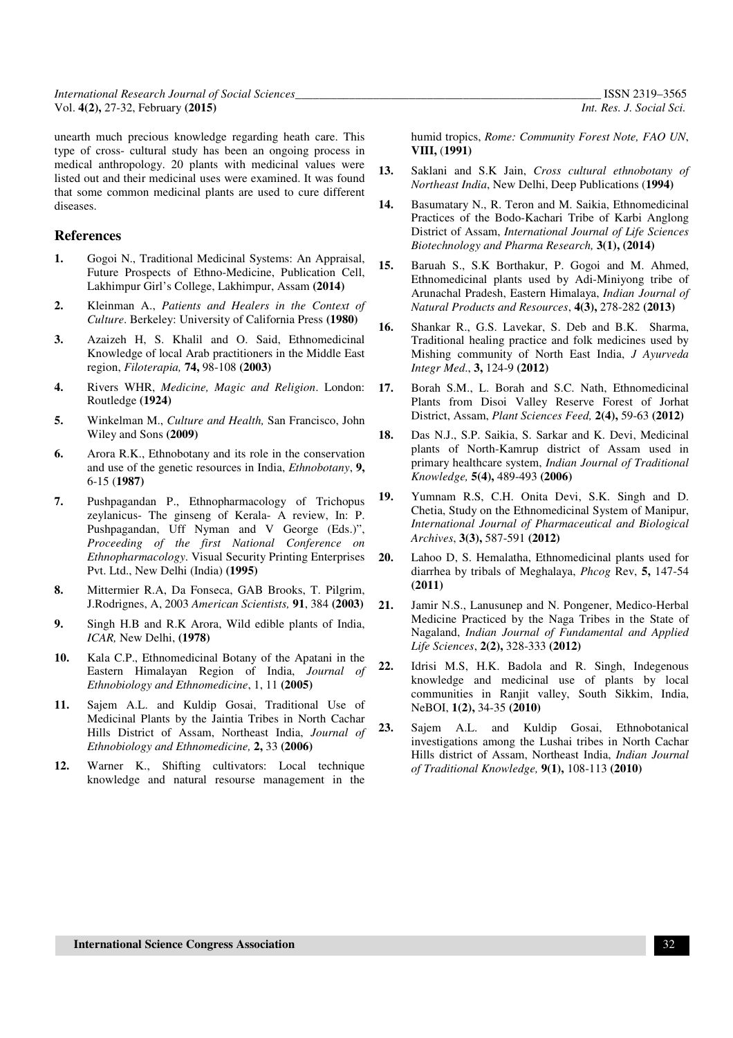unearth much precious knowledge regarding heath care. This type of cross- cultural study has been an ongoing process in medical anthropology. 20 plants with medicinal values were listed out and their medicinal uses were examined. It was found that some common medicinal plants are used to cure different diseases.

## References

1. Gogoi N., Traditional Medicinal Systems: An Appraisal, Future Prospects of Ethno-Medicine, Publication Cell, Lakhimpur Girl's College, Lakhimpur, Assam **(2014)**

2. Kleinman A., *Patients and Healers in the Context of Culture*. Berkeley: University of California Press **(1980)**

3. Azaizeh H, S. Khalil and O. Said, Ethnomedicinal Knowledge of local Arab practitioners in the Middle East region, *Filoterapia,* **74,** 98-108 **(2003)**

4. Rivers WHR, *Medicine, Magic and Religion*. London: Routledge **(1924)**

5. Winkelman M., *Culture and Health,* San Francisco, John Wiley and Sons **(2009)**

6. Arora R.K., Ethnobotany and its role in the conservation and use of the genetic resources in India, *Ethnobotany*, **9,** 6-15 (**1987)**

7. Pushpagandan P., Ethnopharmacology of Trichopus zeylanicus- The ginseng of Kerala- A review, In: P. Pushpagandan, Uff Nyman and V George (Eds.)", *Proceeding of the first National Conference on Ethnopharmacology*. Visual Security Printing Enterprises Pvt. Ltd., New Delhi (India) **(1995)**

8. Mittermier R.A, Da Fonseca, GAB Brooks, T. Pilgrim, J.Rodrignes, A, 2003 *American Scientists,* **91**, 384 **(2003)**

9. Singh H.B and R.K Arora, Wild edible plants of India, *ICAR,* New Delhi, **(1978)**

10. Kala C.P., Ethnomedicinal Botany of the Apatani in the Eastern Himalayan Region of India, *Journal of Ethnobiology and Ethnomedicine*, 1, 11 **(2005)**

11. Sajem A.L. and Kuldip Gosai, Traditional Use of Medicinal Plants by the Jaintia Tribes in North Cachar Hills District of Assam, Northeast India, *Journal of Ethnobiology and Ethnomedicine,* **2,** 33 **(2006)**

12. Warner K., Shifting cultivators: Local technique knowledge and natural resourse management in the humid tropics, *Rome: Community Forest Note, FAO UN*, **VIII,** (**1991)**

13. Saklani and S.K Jain, *Cross cultural ethnobotany of Northeast India*, New Delhi, Deep Publications (**1994)**

14. Basumatary N., R. Teron and M. Saikia, Ethnomedicinal Practices of the Bodo-Kachari Tribe of Karbi Anglong District of Assam, *International Journal of Life Sciences Biotechnology and Pharma Research,* **3(1), (2014)**

15. Baruah S., S.K Borthakur, P. Gogoi and M. Ahmed, Ethnomedicinal plants used by Adi-Miniyong tribe of Arunachal Pradesh, Eastern Himalaya, *Indian Journal of Natural Products and Resources*, **4(3),** 278-282 **(2013)**

16. Shankar R., G.S. Lavekar, S. Deb and B.K. Sharma, Traditional healing practice and folk medicines used by Mishing community of North East India, *J Ayurveda Integr Med*., **3,** 124-9 **(2012)**

17. Borah S.M., L. Borah and S.C. Nath, Ethnomedicinal Plants from Disoi Valley Reserve Forest of Jorhat District, Assam, *Plant Sciences Feed,* **2(4),** 59-63 **(2012)**

18. Das N.J., S.P. Saikia, S. Sarkar and K. Devi, Medicinal plants of North-Kamrup district of Assam used in primary healthcare system, *Indian Journal of Traditional Knowledge,* **5(4),** 489-493 **(2006)**

19. Yumnam R.S, C.H. Onita Devi, S.K. Singh and D. Chetia, Study on the Ethnomedicinal System of Manipur, *International Journal of Pharmaceutical and Biological Archives*, **3(3),** 587-591 **(2012)**

20. Lahoo D, S. Hemalatha, Ethnomedicinal plants used for diarrhea by tribals of Meghalaya, *Phcog* Rev, **5,** 147-54 **(2011)**

21. Jamir N.S., Lanusunep and N. Pongener, Medico-Herbal Medicine Practiced by the Naga Tribes in the State of Nagaland, *Indian Journal of Fundamental and Applied Life Sciences*, **2(2),** 328-333 **(2012)**

22. Idrisi M.S, H.K. Badola and R. Singh, Indegenous knowledge and medicinal use of plants by local communities in Ranjit valley, South Sikkim, India, NeBOI, **1(2),** 34-35 **(2010)**

23. Sajem A.L. and Kuldip Gosai, Ethnobotanical investigations among the Lushai tribes in North Cachar Hills district of Assam, Northeast India, *Indian Journal of Traditional Knowledge,* **9(1),** 108-113 **(2010)**